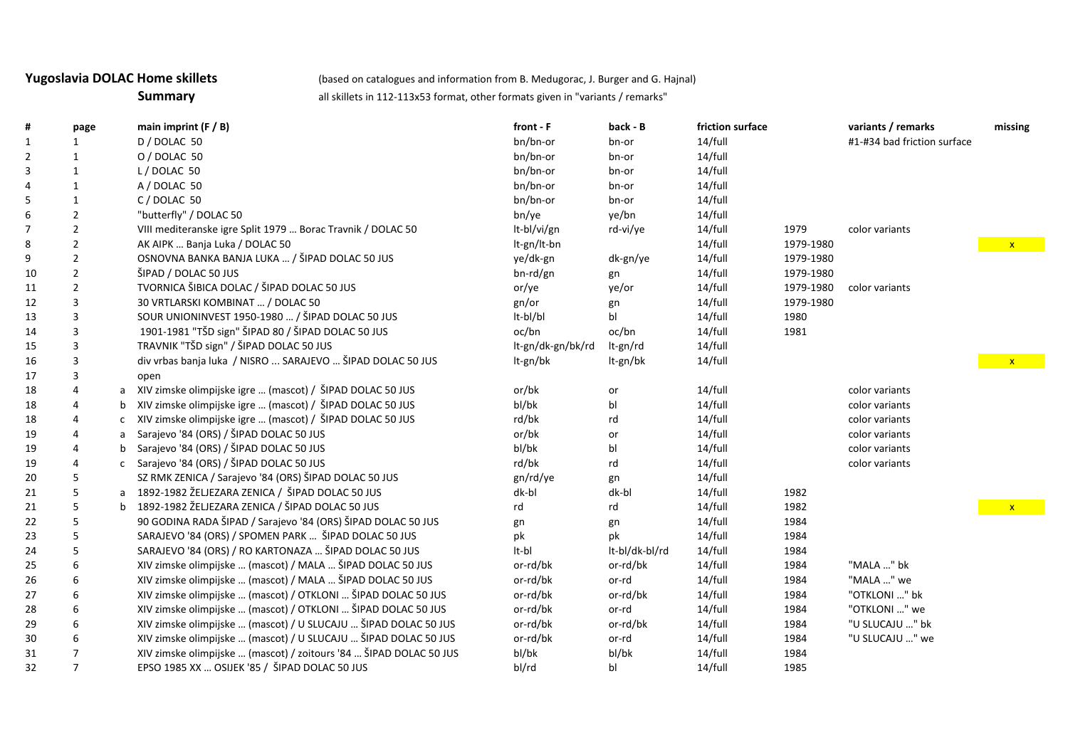**Yugoslavia DOLAC Home skillets** (based on catalogues and information from B. Medugorac, J. Burger and G. Hajnal)

**Summary** all skillets in 112-113x53 format, other formats given in "variants / remarks"

| # | page | | main imprint (F / B) | front - F | back - B | friction surface | | variants / remarks | missing |
|---|---|---|---|---|---|---|---|---|---|
| 1 | 1 | | D / DOLAC 50 | bn/bn-or | bn-or | 14/full | | #1-#34 bad friction surface | |
| 2 | 1 | | O / DOLAC 50 | bn/bn-or | bn-or | 14/full | | | |
| 3 | 1 | | L / DOLAC 50 | bn/bn-or | bn-or | 14/full | | | |
| 4 | 1 | | A / DOLAC 50 | bn/bn-or | bn-or | 14/full | | | |
| 5 | 1 | | C / DOLAC 50 | bn/bn-or | bn-or | 14/full | | | |
| 6 | 2 | | "butterfly" / DOLAC 50 | bn/ye | ye/bn | 14/full | | | |
| 7 | 2 | | VIII mediteranske igre Split 1979 … Borac Travnik / DOLAC 50 | lt-bl/vi/gn | rd-vi/ye | 14/full | 1979 | color variants | |
| 8 | 2 | | AK AIPK … Banja Luka / DOLAC 50 | lt-gn/lt-bn | | 14/full | 1979-1980 | | x |
| 9 | 2 | | OSNOVNA BANKA BANJA LUKA … / ŠIPAD DOLAC 50 JUS | ye/dk-gn | dk-gn/ye | 14/full | 1979-1980 | | |
| 10 | 2 | | ŠIPAD / DOLAC 50 JUS | bn-rd/gn | gn | 14/full | 1979-1980 | | |
| 11 | 2 | | TVORNICA ŠIBICA DOLAC / ŠIPAD DOLAC 50 JUS | or/ye | ye/or | 14/full | 1979-1980 | color variants | |
| 12 | 3 | | 30 VRTLARSKI KOMBINAT … / DOLAC 50 | gn/or | gn | 14/full | 1979-1980 | | |
| 13 | 3 | | SOUR UNIONINVEST 1950-1980 … / ŠIPAD DOLAC 50 JUS | lt-bl/bl | bl | 14/full | 1980 | | |
| 14 | 3 | | 1901-1981 "TŠD sign" ŠIPAD 80 / ŠIPAD DOLAC 50 JUS | oc/bn | oc/bn | 14/full | 1981 | | |
| 15 | 3 | | TRAVNIK "TŠD sign" / ŠIPAD DOLAC 50 JUS | lt-gn/dk-gn/bk/rd | lt-gn/rd | 14/full | | | |
| 16 | 3 | | div vrbas banja luka / NISRO ... SARAJEVO … ŠIPAD DOLAC 50 JUS | lt-gn/bk | lt-gn/bk | 14/full | | | x |
| 17 | 3 | | open | | | | | | |
| 18 | 4 | a | XIV zimske olimpijske igre … (mascot) / ŠIPAD DOLAC 50 JUS | or/bk | or | 14/full | | color variants | |
| 18 | 4 | b | XIV zimske olimpijske igre … (mascot) / ŠIPAD DOLAC 50 JUS | bl/bk | bl | 14/full | | color variants | |
| 18 | 4 | c | XIV zimske olimpijske igre … (mascot) / ŠIPAD DOLAC 50 JUS | rd/bk | rd | 14/full | | color variants | |
| 19 | 4 | a | Sarajevo '84 (ORS) / ŠIPAD DOLAC 50 JUS | or/bk | or | 14/full | | color variants | |
| 19 | 4 | b | Sarajevo '84 (ORS) / ŠIPAD DOLAC 50 JUS | bl/bk | bl | 14/full | | color variants | |
| 19 | 4 | c | Sarajevo '84 (ORS) / ŠIPAD DOLAC 50 JUS | rd/bk | rd | 14/full | | color variants | |
| 20 | 5 | | SZ RMK ZENICA / Sarajevo '84 (ORS) ŠIPAD DOLAC 50 JUS | gn/rd/ye | gn | 14/full | | | |
| 21 | 5 | a | 1892-1982 ŽELJEZARA ZENICA / ŠIPAD DOLAC 50 JUS | dk-bl | dk-bl | 14/full | 1982 | | |
| 21 | 5 | b | 1892-1982 ŽELJEZARA ZENICA / ŠIPAD DOLAC 50 JUS | rd | rd | 14/full | 1982 | | x |
| 22 | 5 | | 90 GODINA RADA ŠIPAD / Sarajevo '84 (ORS) ŠIPAD DOLAC 50 JUS | gn | gn | 14/full | 1984 | | |
| 23 | 5 | | SARAJEVO '84 (ORS) / SPOMEN PARK … ŠIPAD DOLAC 50 JUS | pk | pk | 14/full | 1984 | | |
| 24 | 5 | | SARAJEVO '84 (ORS) / RO KARTONAZA … ŠIPAD DOLAC 50 JUS | lt-bl | lt-bl/dk-bl/rd | 14/full | 1984 | | |
| 25 | 6 | | XIV zimske olimpijske … (mascot) / MALA … ŠIPAD DOLAC 50 JUS | or-rd/bk | or-rd/bk | 14/full | 1984 | "MALA …" bk | |
| 26 | 6 | | XIV zimske olimpijske … (mascot) / MALA … ŠIPAD DOLAC 50 JUS | or-rd/bk | or-rd | 14/full | 1984 | "MALA …" we | |
| 27 | 6 | | XIV zimske olimpijske … (mascot) / OTKLONI … ŠIPAD DOLAC 50 JUS | or-rd/bk | or-rd/bk | 14/full | 1984 | "OTKLONI …" bk | |
| 28 | 6 | | XIV zimske olimpijske … (mascot) / OTKLONI … ŠIPAD DOLAC 50 JUS | or-rd/bk | or-rd | 14/full | 1984 | "OTKLONI …" we | |
| 29 | 6 | | XIV zimske olimpijske … (mascot) / U SLUCAJU … ŠIPAD DOLAC 50 JUS | or-rd/bk | or-rd/bk | 14/full | 1984 | "U SLUCAJU …" bk | |
| 30 | 6 | | XIV zimske olimpijske … (mascot) / U SLUCAJU … ŠIPAD DOLAC 50 JUS | or-rd/bk | or-rd | 14/full | 1984 | "U SLUCAJU …" we | |
| 31 | 7 | | XIV zimske olimpijske … (mascot) / zoitours '84 … ŠIPAD DOLAC 50 JUS | bl/bk | bl/bk | 14/full | 1984 | | |
| 32 | 7 | | EPSO 1985 XX … OSIJEK '85 / ŠIPAD DOLAC 50 JUS | bl/rd | bl | 14/full | 1985 | | |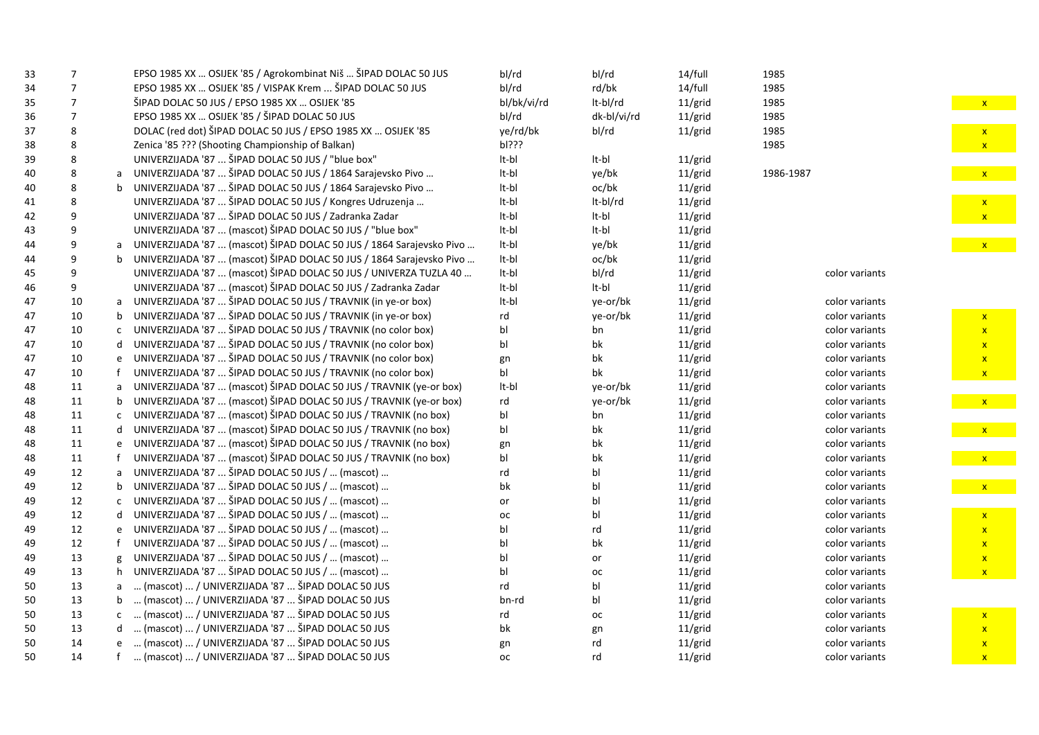| | | | | | | | | | |
|---|---|---|---|---|---|---|---|---|---|
| 33 | 7 | | EPSO 1985 XX ... OSIJEK '85 / Agrokombinat Niš ... ŠIPAD DOLAC 50 JUS | bl/rd | bl/rd | 14/full | 1985 | | |
| 34 | 7 | | EPSO 1985 XX ... OSIJEK '85 / VISPAK Krem ... ŠIPAD DOLAC 50 JUS | bl/rd | rd/bk | 14/full | 1985 | | |
| 35 | 7 | | ŠIPAD DOLAC 50 JUS / EPSO 1985 XX ... OSIJEK '85 | bl/bk/vi/rd | lt-bl/rd | 11/grid | 1985 | | x |
| 36 | 7 | | EPSO 1985 XX ... OSIJEK '85 / ŠIPAD DOLAC 50 JUS | bl/rd | dk-bl/vi/rd | 11/grid | 1985 | | |
| 37 | 8 | | DOLAC (red dot) ŠIPAD DOLAC 50 JUS / EPSO 1985 XX ... OSIJEK '85 | ye/rd/bk | bl/rd | 11/grid | 1985 | | x |
| 38 | 8 | | Zenica '85 ??? (Shooting Championship of Balkan) | bl??? | | | 1985 | | x |
| 39 | 8 | | UNIVERZIJADA '87 ... ŠIPAD DOLAC 50 JUS / "blue box" | lt-bl | lt-bl | 11/grid | | | |
| 40 | 8 | a | UNIVERZIJADA '87 ... ŠIPAD DOLAC 50 JUS / 1864 Sarajevsko Pivo ... | lt-bl | ye/bk | 11/grid | 1986-1987 | | x |
| 40 | 8 | b | UNIVERZIJADA '87 ... ŠIPAD DOLAC 50 JUS / 1864 Sarajevsko Pivo ... | lt-bl | oc/bk | 11/grid | | | |
| 41 | 8 | | UNIVERZIJADA '87 ... ŠIPAD DOLAC 50 JUS / Kongres Udruzenja ... | lt-bl | lt-bl/rd | 11/grid | | | x |
| 42 | 9 | | UNIVERZIJADA '87 ... ŠIPAD DOLAC 50 JUS / Zadranka Zadar | lt-bl | lt-bl | 11/grid | | | x |
| 43 | 9 | | UNIVERZIJADA '87 ... (mascot) ŠIPAD DOLAC 50 JUS / "blue box" | lt-bl | lt-bl | 11/grid | | | |
| 44 | 9 | a | UNIVERZIJADA '87 ... (mascot) ŠIPAD DOLAC 50 JUS / 1864 Sarajevsko Pivo ... | lt-bl | ye/bk | 11/grid | | | x |
| 44 | 9 | b | UNIVERZIJADA '87 ... (mascot) ŠIPAD DOLAC 50 JUS / 1864 Sarajevsko Pivo ... | lt-bl | oc/bk | 11/grid | | | |
| 45 | 9 | | UNIVERZIJADA '87 ... (mascot) ŠIPAD DOLAC 50 JUS / UNIVERZA TUZLA 40 ... | lt-bl | bl/rd | 11/grid | | color variants | |
| 46 | 9 | | UNIVERZIJADA '87 ... (mascot) ŠIPAD DOLAC 50 JUS / Zadranka Zadar | lt-bl | lt-bl | 11/grid | | | |
| 47 | 10 | a | UNIVERZIJADA '87 ... ŠIPAD DOLAC 50 JUS / TRAVNIK (in ye-or box) | lt-bl | ye-or/bk | 11/grid | | color variants | |
| 47 | 10 | b | UNIVERZIJADA '87 ... ŠIPAD DOLAC 50 JUS / TRAVNIK (in ye-or box) | rd | ye-or/bk | 11/grid | | color variants | x |
| 47 | 10 | c | UNIVERZIJADA '87 ... ŠIPAD DOLAC 50 JUS / TRAVNIK (no color box) | bl | bn | 11/grid | | color variants | x |
| 47 | 10 | d | UNIVERZIJADA '87 ... ŠIPAD DOLAC 50 JUS / TRAVNIK (no color box) | bl | bk | 11/grid | | color variants | x |
| 47 | 10 | e | UNIVERZIJADA '87 ... ŠIPAD DOLAC 50 JUS / TRAVNIK (no color box) | gn | bk | 11/grid | | color variants | x |
| 47 | 10 | f | UNIVERZIJADA '87 ... ŠIPAD DOLAC 50 JUS / TRAVNIK (no color box) | bl | bk | 11/grid | | color variants | x |
| 48 | 11 | a | UNIVERZIJADA '87 ... (mascot) ŠIPAD DOLAC 50 JUS / TRAVNIK (ye-or box) | lt-bl | ye-or/bk | 11/grid | | color variants | |
| 48 | 11 | b | UNIVERZIJADA '87 ... (mascot) ŠIPAD DOLAC 50 JUS / TRAVNIK (ye-or box) | rd | ye-or/bk | 11/grid | | color variants | x |
| 48 | 11 | c | UNIVERZIJADA '87 ... (mascot) ŠIPAD DOLAC 50 JUS / TRAVNIK (no box) | bl | bn | 11/grid | | color variants | |
| 48 | 11 | d | UNIVERZIJADA '87 ... (mascot) ŠIPAD DOLAC 50 JUS / TRAVNIK (no box) | bl | bk | 11/grid | | color variants | x |
| 48 | 11 | e | UNIVERZIJADA '87 ... (mascot) ŠIPAD DOLAC 50 JUS / TRAVNIK (no box) | gn | bk | 11/grid | | color variants | |
| 48 | 11 | f | UNIVERZIJADA '87 ... (mascot) ŠIPAD DOLAC 50 JUS / TRAVNIK (no box) | bl | bk | 11/grid | | color variants | x |
| 49 | 12 | a | UNIVERZIJADA '87 ... ŠIPAD DOLAC 50 JUS / ... (mascot) ... | rd | bl | 11/grid | | color variants | |
| 49 | 12 | b | UNIVERZIJADA '87 ... ŠIPAD DOLAC 50 JUS / ... (mascot) ... | bk | bl | 11/grid | | color variants | x |
| 49 | 12 | c | UNIVERZIJADA '87 ... ŠIPAD DOLAC 50 JUS / ... (mascot) ... | or | bl | 11/grid | | color variants | |
| 49 | 12 | d | UNIVERZIJADA '87 ... ŠIPAD DOLAC 50 JUS / ... (mascot) ... | oc | bl | 11/grid | | color variants | x |
| 49 | 12 | e | UNIVERZIJADA '87 ... ŠIPAD DOLAC 50 JUS / ... (mascot) ... | bl | rd | 11/grid | | color variants | x |
| 49 | 12 | f | UNIVERZIJADA '87 ... ŠIPAD DOLAC 50 JUS / ... (mascot) ... | bl | bk | 11/grid | | color variants | x |
| 49 | 13 | g | UNIVERZIJADA '87 ... ŠIPAD DOLAC 50 JUS / ... (mascot) ... | bl | or | 11/grid | | color variants | x |
| 49 | 13 | h | UNIVERZIJADA '87 ... ŠIPAD DOLAC 50 JUS / ... (mascot) ... | bl | oc | 11/grid | | color variants | x |
| 50 | 13 | a | ... (mascot) ... / UNIVERZIJADA '87 ... ŠIPAD DOLAC 50 JUS | rd | bl | 11/grid | | color variants | |
| 50 | 13 | b | ... (mascot) ... / UNIVERZIJADA '87 ... ŠIPAD DOLAC 50 JUS | bn-rd | bl | 11/grid | | color variants | |
| 50 | 13 | c | ... (mascot) ... / UNIVERZIJADA '87 ... ŠIPAD DOLAC 50 JUS | rd | oc | 11/grid | | color variants | x |
| 50 | 13 | d | ... (mascot) ... / UNIVERZIJADA '87 ... ŠIPAD DOLAC 50 JUS | bk | gn | 11/grid | | color variants | x |
| 50 | 14 | e | ... (mascot) ... / UNIVERZIJADA '87 ... ŠIPAD DOLAC 50 JUS | gn | rd | 11/grid | | color variants | x |
| 50 | 14 | f | ... (mascot) ... / UNIVERZIJADA '87 ... ŠIPAD DOLAC 50 JUS | oc | rd | 11/grid | | color variants | x |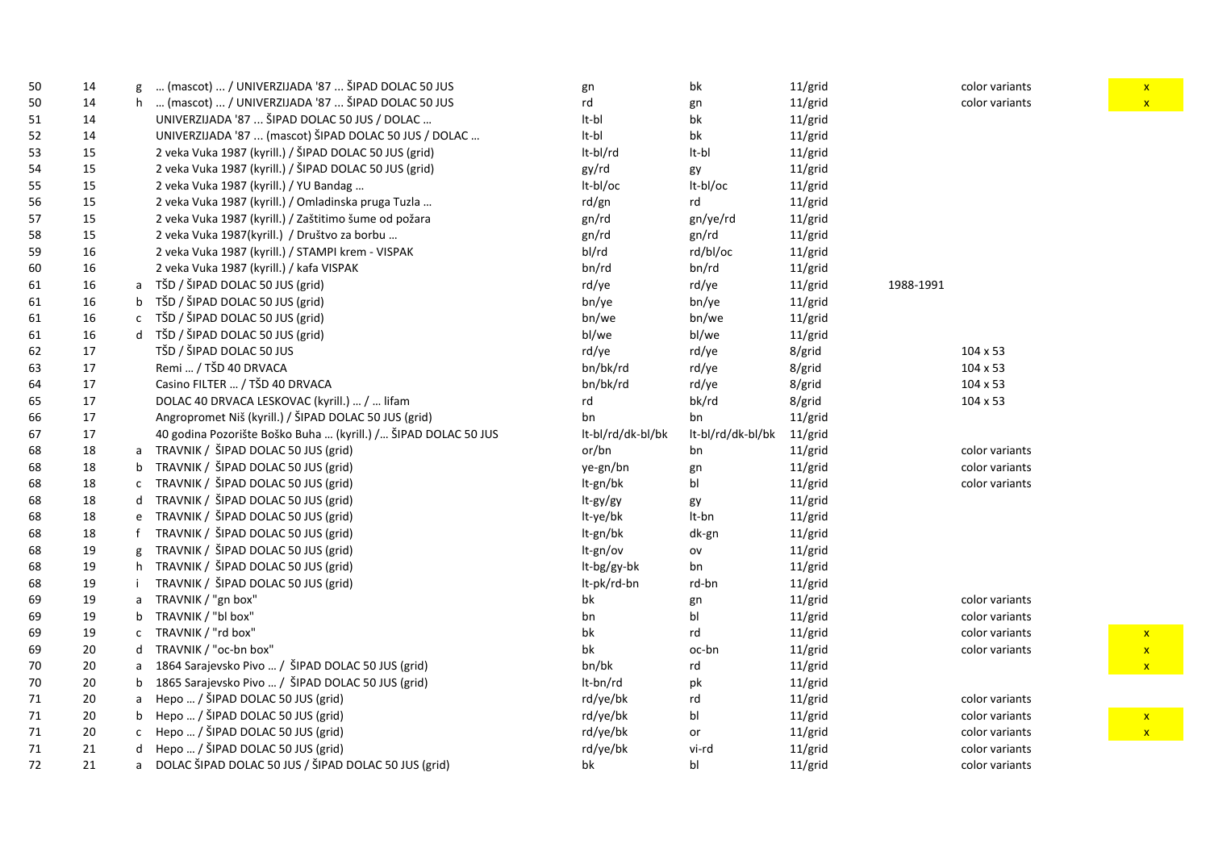| | | | | | | | | | |
|---|---|---|---|---|---|---|---|---|---|
| 50 | 14 | g | … (mascot) … / UNIVERZIJADA '87 … ŠIPAD DOLAC 50 JUS | gn | bk | 11/grid | | color variants | x |
| 50 | 14 | h | … (mascot) … / UNIVERZIJADA '87 … ŠIPAD DOLAC 50 JUS | rd | gn | 11/grid | | color variants | x |
| 51 | 14 | | UNIVERZIJADA '87 … ŠIPAD DOLAC 50 JUS / DOLAC … | lt-bl | bk | 11/grid | | | |
| 52 | 14 | | UNIVERZIJADA '87 … (mascot) ŠIPAD DOLAC 50 JUS / DOLAC … | lt-bl | bk | 11/grid | | | |
| 53 | 15 | | 2 veka Vuka 1987 (kyrill.) / ŠIPAD DOLAC 50 JUS (grid) | lt-bl/rd | lt-bl | 11/grid | | | |
| 54 | 15 | | 2 veka Vuka 1987 (kyrill.) / ŠIPAD DOLAC 50 JUS (grid) | gy/rd | gy | 11/grid | | | |
| 55 | 15 | | 2 veka Vuka 1987 (kyrill.) / YU Bandag … | lt-bl/oc | lt-bl/oc | 11/grid | | | |
| 56 | 15 | | 2 veka Vuka 1987 (kyrill.) / Omladinska pruga Tuzla … | rd/gn | rd | 11/grid | | | |
| 57 | 15 | | 2 veka Vuka 1987 (kyrill.) / Zaštitimo šume od požara | gn/rd | gn/ye/rd | 11/grid | | | |
| 58 | 15 | | 2 veka Vuka 1987(kyrill.) / Društvo za borbu … | gn/rd | gn/rd | 11/grid | | | |
| 59 | 16 | | 2 veka Vuka 1987 (kyrill.) / STAMPI krem - VISPAK | bl/rd | rd/bl/oc | 11/grid | | | |
| 60 | 16 | | 2 veka Vuka 1987 (kyrill.) / kafa VISPAK | bn/rd | bn/rd | 11/grid | | | |
| 61 | 16 | a | TŠD / ŠIPAD DOLAC 50 JUS (grid) | rd/ye | rd/ye | 11/grid | 1988-1991 | | |
| 61 | 16 | b | TŠD / ŠIPAD DOLAC 50 JUS (grid) | bn/ye | bn/ye | 11/grid | | | |
| 61 | 16 | c | TŠD / ŠIPAD DOLAC 50 JUS (grid) | bn/we | bn/we | 11/grid | | | |
| 61 | 16 | d | TŠD / ŠIPAD DOLAC 50 JUS (grid) | bl/we | bl/we | 11/grid | | | |
| 62 | 17 | | TŠD / ŠIPAD DOLAC 50 JUS | rd/ye | rd/ye | 8/grid | | 104 x 53 | |
| 63 | 17 | | Remi … / TŠD 40 DRVACA | bn/bk/rd | rd/ye | 8/grid | | 104 x 53 | |
| 64 | 17 | | Casino FILTER … / TŠD 40 DRVACA | bn/bk/rd | rd/ye | 8/grid | | 104 x 53 | |
| 65 | 17 | | DOLAC 40 DRVACA LESKOVAC (kyrill.) … / … lifam | rd | bk/rd | 8/grid | | 104 x 53 | |
| 66 | 17 | | Angropromet Niš (kyrill.) / ŠIPAD DOLAC 50 JUS (grid) | bn | bn | 11/grid | | | |
| 67 | 17 | | 40 godina Pozorište Boško Buha … (kyrill.) /… ŠIPAD DOLAC 50 JUS | lt-bl/rd/dk-bl/bk | lt-bl/rd/dk-bl/bk | 11/grid | | | |
| 68 | 18 | a | TRAVNIK / ŠIPAD DOLAC 50 JUS (grid) | or/bn | bn | 11/grid | | color variants | |
| 68 | 18 | b | TRAVNIK / ŠIPAD DOLAC 50 JUS (grid) | ye-gn/bn | gn | 11/grid | | color variants | |
| 68 | 18 | c | TRAVNIK / ŠIPAD DOLAC 50 JUS (grid) | lt-gn/bk | bl | 11/grid | | color variants | |
| 68 | 18 | d | TRAVNIK / ŠIPAD DOLAC 50 JUS (grid) | lt-gy/gy | gy | 11/grid | | | |
| 68 | 18 | e | TRAVNIK / ŠIPAD DOLAC 50 JUS (grid) | lt-ye/bk | lt-bn | 11/grid | | | |
| 68 | 18 | f | TRAVNIK / ŠIPAD DOLAC 50 JUS (grid) | lt-gn/bk | dk-gn | 11/grid | | | |
| 68 | 19 | g | TRAVNIK / ŠIPAD DOLAC 50 JUS (grid) | lt-gn/ov | ov | 11/grid | | | |
| 68 | 19 | h | TRAVNIK / ŠIPAD DOLAC 50 JUS (grid) | lt-bg/gy-bk | bn | 11/grid | | | |
| 68 | 19 | i | TRAVNIK / ŠIPAD DOLAC 50 JUS (grid) | lt-pk/rd-bn | rd-bn | 11/grid | | | |
| 69 | 19 | a | TRAVNIK / "gn box" | bk | gn | 11/grid | | color variants | |
| 69 | 19 | b | TRAVNIK / "bl box" | bn | bl | 11/grid | | color variants | |
| 69 | 19 | c | TRAVNIK / "rd box" | bk | rd | 11/grid | | color variants | x |
| 69 | 20 | d | TRAVNIK / "oc-bn box" | bk | oc-bn | 11/grid | | color variants | x |
| 70 | 20 | a | 1864 Sarajevsko Pivo … / ŠIPAD DOLAC 50 JUS (grid) | bn/bk | rd | 11/grid | | | x |
| 70 | 20 | b | 1865 Sarajevsko Pivo … / ŠIPAD DOLAC 50 JUS (grid) | lt-bn/rd | pk | 11/grid | | | |
| 71 | 20 | a | Hepo … / ŠIPAD DOLAC 50 JUS (grid) | rd/ye/bk | rd | 11/grid | | color variants | |
| 71 | 20 | b | Hepo … / ŠIPAD DOLAC 50 JUS (grid) | rd/ye/bk | bl | 11/grid | | color variants | x |
| 71 | 20 | c | Hepo … / ŠIPAD DOLAC 50 JUS (grid) | rd/ye/bk | or | 11/grid | | color variants | x |
| 71 | 21 | d | Hepo … / ŠIPAD DOLAC 50 JUS (grid) | rd/ye/bk | vi-rd | 11/grid | | color variants | |
| 72 | 21 | a | DOLAC ŠIPAD DOLAC 50 JUS / ŠIPAD DOLAC 50 JUS (grid) | bk | bl | 11/grid | | color variants | |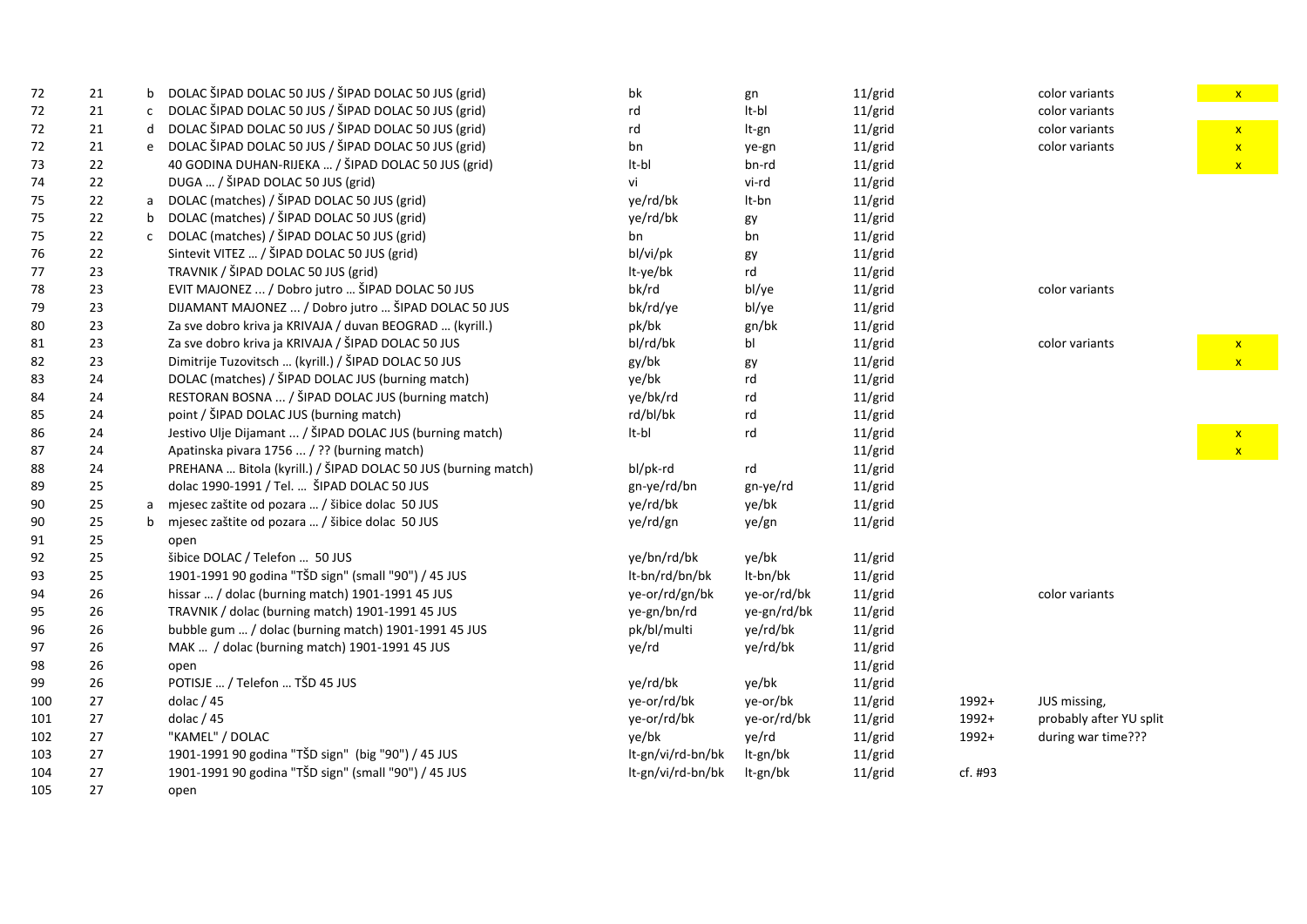| | | | | | | | | | |
|---|---|---|---|---|---|---|---|---|---|
| 72 | 21 | b | DOLAC ŠIPAD DOLAC 50 JUS / ŠIPAD DOLAC 50 JUS (grid) | bk | gn | 11/grid | | color variants | x |
| 72 | 21 | c | DOLAC ŠIPAD DOLAC 50 JUS / ŠIPAD DOLAC 50 JUS (grid) | rd | lt-bl | 11/grid | | color variants | |
| 72 | 21 | d | DOLAC ŠIPAD DOLAC 50 JUS / ŠIPAD DOLAC 50 JUS (grid) | rd | lt-gn | 11/grid | | color variants | x |
| 72 | 21 | e | DOLAC ŠIPAD DOLAC 50 JUS / ŠIPAD DOLAC 50 JUS (grid) | bn | ye-gn | 11/grid | | color variants | x |
| 73 | 22 | | 40 GODINA DUHAN-RIJEKA … / ŠIPAD DOLAC 50 JUS (grid) | lt-bl | bn-rd | 11/grid | | | x |
| 74 | 22 | | DUGA … / ŠIPAD DOLAC 50 JUS (grid) | vi | vi-rd | 11/grid | | | |
| 75 | 22 | a | DOLAC (matches) / ŠIPAD DOLAC 50 JUS (grid) | ye/rd/bk | lt-bn | 11/grid | | | |
| 75 | 22 | b | DOLAC (matches) / ŠIPAD DOLAC 50 JUS (grid) | ye/rd/bk | gy | 11/grid | | | |
| 75 | 22 | c | DOLAC (matches) / ŠIPAD DOLAC 50 JUS (grid) | bn | bn | 11/grid | | | |
| 76 | 22 | | Sintevit VITEZ … / ŠIPAD DOLAC 50 JUS (grid) | bl/vi/pk | gy | 11/grid | | | |
| 77 | 23 | | TRAVNIK / ŠIPAD DOLAC 50 JUS (grid) | lt-ye/bk | rd | 11/grid | | | |
| 78 | 23 | | EVIT MAJONEZ ... / Dobro jutro … ŠIPAD DOLAC 50 JUS | bk/rd | bl/ye | 11/grid | | color variants | |
| 79 | 23 | | DIJAMANT MAJONEZ ... / Dobro jutro … ŠIPAD DOLAC 50 JUS | bk/rd/ye | bl/ye | 11/grid | | | |
| 80 | 23 | | Za sve dobro kriva ja KRIVAJA / duvan BEOGRAD … (kyrill.) | pk/bk | gn/bk | 11/grid | | | |
| 81 | 23 | | Za sve dobro kriva ja KRIVAJA / ŠIPAD DOLAC 50 JUS | bl/rd/bk | bl | 11/grid | | color variants | x |
| 82 | 23 | | Dimitrije Tuzovitsch … (kyrill.) / ŠIPAD DOLAC 50 JUS | gy/bk | gy | 11/grid | | | x |
| 83 | 24 | | DOLAC (matches) / ŠIPAD DOLAC JUS (burning match) | ye/bk | rd | 11/grid | | | |
| 84 | 24 | | RESTORAN BOSNA ... / ŠIPAD DOLAC JUS (burning match) | ye/bk/rd | rd | 11/grid | | | |
| 85 | 24 | | point / ŠIPAD DOLAC JUS (burning match) | rd/bl/bk | rd | 11/grid | | | |
| 86 | 24 | | Jestivo Ulje Dijamant ... / ŠIPAD DOLAC JUS (burning match) | lt-bl | rd | 11/grid | | | x |
| 87 | 24 | | Apatinska pivara 1756 ... / ?? (burning match) | | | 11/grid | | | x |
| 88 | 24 | | PREHANA … Bitola (kyrill.) / ŠIPAD DOLAC 50 JUS (burning match) | bl/pk-rd | rd | 11/grid | | | |
| 89 | 25 | | dolac 1990-1991 / Tel. … ŠIPAD DOLAC 50 JUS | gn-ye/rd/bn | gn-ye/rd | 11/grid | | | |
| 90 | 25 | a | mjesec zaštite od pozara … / šibice dolac 50 JUS | ye/rd/bk | ye/bk | 11/grid | | | |
| 90 | 25 | b | mjesec zaštite od pozara … / šibice dolac 50 JUS | ye/rd/gn | ye/gn | 11/grid | | | |
| 91 | 25 | | open | | | | | | |
| 92 | 25 | | šibice DOLAC / Telefon … 50 JUS | ye/bn/rd/bk | ye/bk | 11/grid | | | |
| 93 | 25 | | 1901-1991 90 godina "TŠD sign" (small "90") / 45 JUS | lt-bn/rd/bn/bk | lt-bn/bk | 11/grid | | | |
| 94 | 26 | | hissar … / dolac (burning match) 1901-1991 45 JUS | ye-or/rd/gn/bk | ye-or/rd/bk | 11/grid | | color variants | |
| 95 | 26 | | TRAVNIK / dolac (burning match) 1901-1991 45 JUS | ye-gn/bn/rd | ye-gn/rd/bk | 11/grid | | | |
| 96 | 26 | | bubble gum … / dolac (burning match) 1901-1991 45 JUS | pk/bl/multi | ye/rd/bk | 11/grid | | | |
| 97 | 26 | | MAK … / dolac (burning match) 1901-1991 45 JUS | ye/rd | ye/rd/bk | 11/grid | | | |
| 98 | 26 | | open | | | 11/grid | | | |
| 99 | 26 | | POTISJE … / Telefon … TŠD 45 JUS | ye/rd/bk | ye/bk | 11/grid | | | |
| 100 | 27 | | dolac / 45 | ye-or/rd/bk | ye-or/bk | 11/grid | 1992+ | JUS missing, | |
| 101 | 27 | | dolac / 45 | ye-or/rd/bk | ye-or/rd/bk | 11/grid | 1992+ | probably after YU split | |
| 102 | 27 | | "KAMEL" / DOLAC | ye/bk | ye/rd | 11/grid | 1992+ | during war time??? | |
| 103 | 27 | | 1901-1991 90 godina "TŠD sign" (big "90") / 45 JUS | lt-gn/vi/rd-bn/bk | lt-gn/bk | 11/grid | | | |
| 104 | 27 | | 1901-1991 90 godina "TŠD sign" (small "90") / 45 JUS | lt-gn/vi/rd-bn/bk | lt-gn/bk | 11/grid | cf. #93 | | |
| 105 | 27 | | open | | | | | | |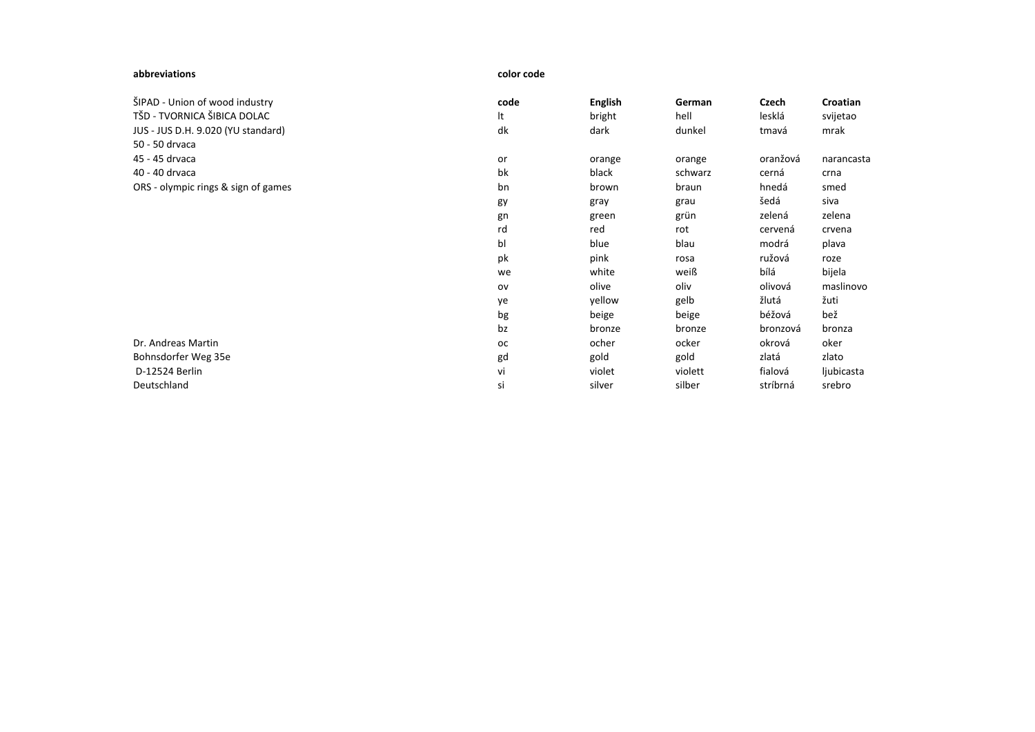**abbreviations**

ŠIPAD - Union of wood industry
TŠD - TVORNICA ŠIBICA DOLAC
JUS - JUS D.H. 9.020 (YU standard)
50 - 50 drvaca
45 - 45 drvaca
40 - 40 drvaca
ORS - olympic rings & sign of games

Dr. Andreas Martin
Bohnsdorfer Weg 35e
D-12524 Berlin
Deutschland

**color code**

| code | English | German | Czech | Croatian |
|---|---|---|---|---|
| lt | bright | hell | lesklá | svijetao |
| dk | dark | dunkel | tmavá | mrak |
| or | orange | orange | oranžová | narancasta |
| bk | black | schwarz | cerná | crna |
| bn | brown | braun | hnedá | smed |
| gy | gray | grau | šedá | siva |
| gn | green | grün | zelená | zelena |
| rd | red | rot | cervená | crvena |
| bl | blue | blau | modrá | plava |
| pk | pink | rosa | ružová | roze |
| we | white | weiß | bílá | bijela |
| ov | olive | oliv | olivová | maslinovo |
| ye | yellow | gelb | žlutá | žuti |
| bg | beige | beige | béžová | bež |
| bz | bronze | bronze | bronzová | bronza |
| oc | ocher | ocker | okrová | oker |
| gd | gold | gold | zlatá | zlato |
| vi | violet | violett | fialová | ljubicasta |
| si | silver | silber | stríbrná | srebro |